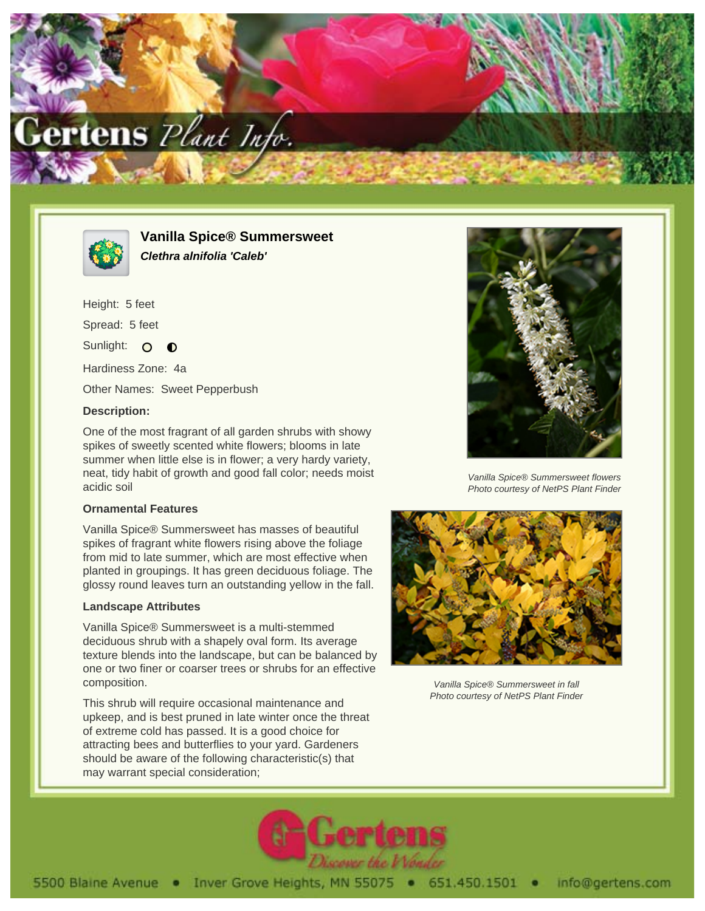# Vanilla Spice® Summersweet

***Clethra alnifolia 'Caleb'***

Height: 5 feet

Spread: 5 feet

Sunlight:

Hardiness Zone: 4a

Other Names: Sweet Pepperbush

**Description:**

One of the most fragrant of all garden shrubs with showy spikes of sweetly scented white flowers; blooms in late summer when little else is in flower; a very hardy variety, neat, tidy habit of growth and good fall color; needs moist acidic soil

**Ornamental Features**

Vanilla Spice® Summersweet has masses of beautiful spikes of fragrant white flowers rising above the foliage from mid to late summer, which are most effective when planted in groupings. It has green deciduous foliage. The glossy round leaves turn an outstanding yellow in the fall.

**Landscape Attributes**

Vanilla Spice® Summersweet is a multi-stemmed deciduous shrub with a shapely oval form. Its average texture blends into the landscape, but can be balanced by one or two finer or coarser trees or shrubs for an effective composition.

This shrub will require occasional maintenance and upkeep, and is best pruned in late winter once the threat of extreme cold has passed. It is a good choice for attracting bees and butterflies to your yard. Gardeners should be aware of the following characteristic(s) that may warrant special consideration;

*Vanilla Spice® Summersweet flowers*
*Photo courtesy of NetPS Plant Finder*

*Vanilla Spice® Summersweet in fall*
*Photo courtesy of NetPS Plant Finder*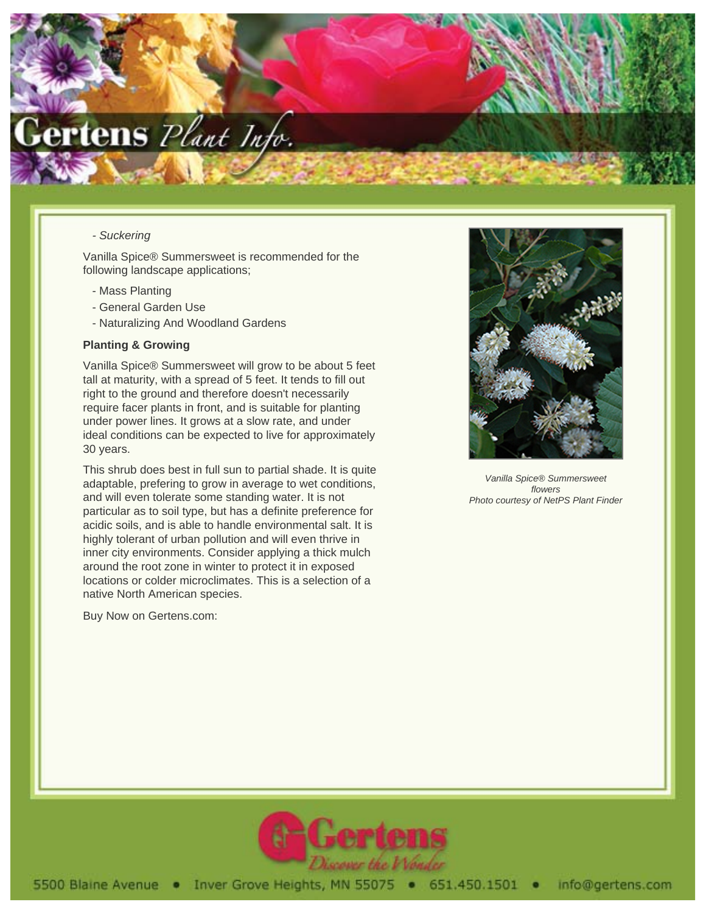- *Suckering*

Vanilla Spice® Summersweet is recommended for the following landscape applications;

- Mass Planting
- General Garden Use
- Naturalizing And Woodland Gardens

**Planting & Growing**

Vanilla Spice® Summersweet will grow to be about 5 feet tall at maturity, with a spread of 5 feet. It tends to fill out right to the ground and therefore doesn't necessarily require facer plants in front, and is suitable for planting under power lines. It grows at a slow rate, and under ideal conditions can be expected to live for approximately 30 years.

This shrub does best in full sun to partial shade. It is quite adaptable, prefering to grow in average to wet conditions, and will even tolerate some standing water. It is not particular as to soil type, but has a definite preference for acidic soils, and is able to handle environmental salt. It is highly tolerant of urban pollution and will even thrive in inner city environments. Consider applying a thick mulch around the root zone in winter to protect it in exposed locations or colder microclimates. This is a selection of a native North American species.

Buy Now on Gertens.com:

*Vanilla Spice® Summersweet flowers*
*Photo courtesy of NetPS Plant Finder*